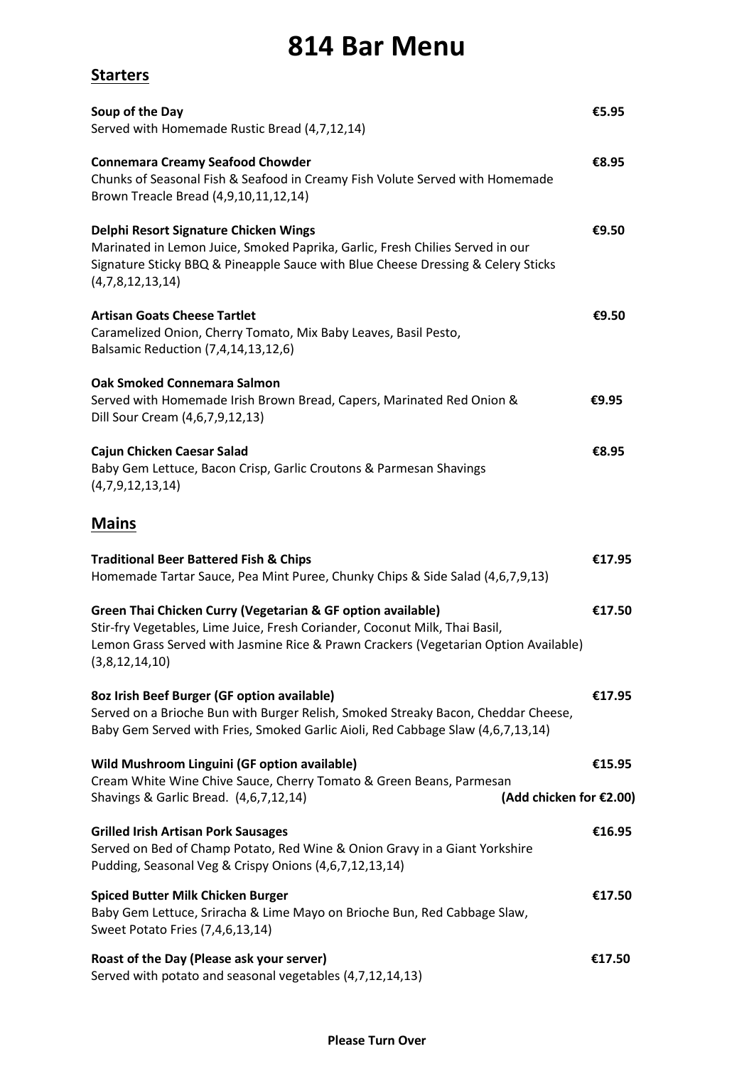# 814 Bar Menu

## Starters

**Soup of the Day** — €5.95
Served with Homemade Rustic Bread (4,7,12,14)

**Connemara Creamy Seafood Chowder** — €8.95
Chunks of Seasonal Fish & Seafood in Creamy Fish Volute Served with Homemade Brown Treacle Bread (4,9,10,11,12,14)

**Delphi Resort Signature Chicken Wings** — €9.50
Marinated in Lemon Juice, Smoked Paprika, Garlic, Fresh Chilies Served in our Signature Sticky BBQ & Pineapple Sauce with Blue Cheese Dressing & Celery Sticks (4,7,8,12,13,14)

**Artisan Goats Cheese Tartlet** — €9.50
Caramelized Onion, Cherry Tomato, Mix Baby Leaves, Basil Pesto, Balsamic Reduction (7,4,14,13,12,6)

**Oak Smoked Connemara Salmon** — €9.95
Served with Homemade Irish Brown Bread, Capers, Marinated Red Onion & Dill Sour Cream (4,6,7,9,12,13)

**Cajun Chicken Caesar Salad** — €8.95
Baby Gem Lettuce, Bacon Crisp, Garlic Croutons & Parmesan Shavings (4,7,9,12,13,14)

## Mains

**Traditional Beer Battered Fish & Chips** — €17.95
Homemade Tartar Sauce, Pea Mint Puree, Chunky Chips & Side Salad (4,6,7,9,13)

**Green Thai Chicken Curry (Vegetarian & GF option available)** — €17.50
Stir-fry Vegetables, Lime Juice, Fresh Coriander, Coconut Milk, Thai Basil, Lemon Grass Served with Jasmine Rice & Prawn Crackers (Vegetarian Option Available) (3,8,12,14,10)

**8oz Irish Beef Burger (GF option available)** — €17.95
Served on a Brioche Bun with Burger Relish, Smoked Streaky Bacon, Cheddar Cheese, Baby Gem Served with Fries, Smoked Garlic Aioli, Red Cabbage Slaw (4,6,7,13,14)

**Wild Mushroom Linguini (GF option available)** — €15.95
Cream White Wine Chive Sauce, Cherry Tomato & Green Beans, Parmesan Shavings & Garlic Bread. (4,6,7,12,14) **(Add chicken for €2.00)**

**Grilled Irish Artisan Pork Sausages** — €16.95
Served on Bed of Champ Potato, Red Wine & Onion Gravy in a Giant Yorkshire Pudding, Seasonal Veg & Crispy Onions (4,6,7,12,13,14)

**Spiced Butter Milk Chicken Burger** — €17.50
Baby Gem Lettuce, Sriracha & Lime Mayo on Brioche Bun, Red Cabbage Slaw, Sweet Potato Fries (7,4,6,13,14)

**Roast of the Day (Please ask your server)** — €17.50
Served with potato and seasonal vegetables (4,7,12,14,13)

**Please Turn Over**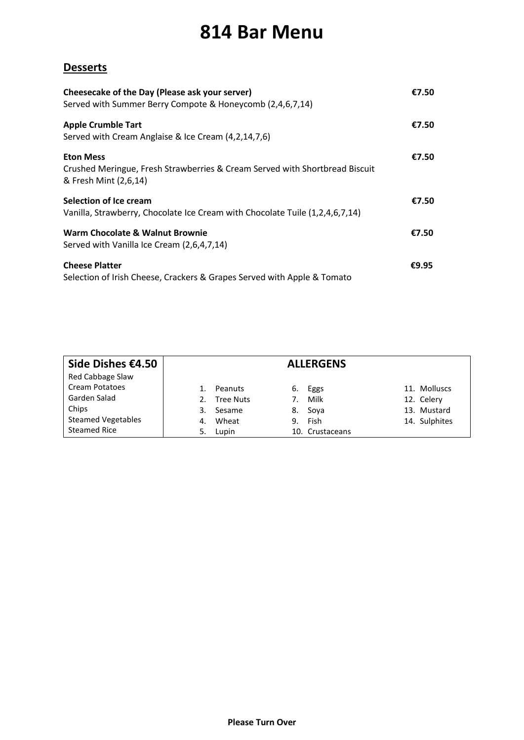# 814 Bar Menu

## Desserts

**Cheesecake of the Day (Please ask your server)** **€7.50**
Served with Summer Berry Compote & Honeycomb (2,4,6,7,14)

**Apple Crumble Tart** **€7.50**
Served with Cream Anglaise & Ice Cream (4,2,14,7,6)

**Eton Mess** **€7.50**
Crushed Meringue, Fresh Strawberries & Cream Served with Shortbread Biscuit & Fresh Mint (2,6,14)

**Selection of Ice cream** **€7.50**
Vanilla, Strawberry, Chocolate Ice Cream with Chocolate Tuile (1,2,4,6,7,14)

**Warm Chocolate & Walnut Brownie** **€7.50**
Served with Vanilla Ice Cream (2,6,4,7,14)

**Cheese Platter** **€9.95**
Selection of Irish Cheese, Crackers & Grapes Served with Apple & Tomato

| Side Dishes €4.50 | ALLERGENS | | |
|---|---|---|---|
| Red Cabbage Slaw | | | |
| Cream Potatoes | 1. Peanuts | 6. Eggs | 11. Molluscs |
| Garden Salad | 2. Tree Nuts | 7. Milk | 12. Celery |
| Chips | 3. Sesame | 8. Soya | 13. Mustard |
| Steamed Vegetables | 4. Wheat | 9. Fish | 14. Sulphites |
| Steamed Rice | 5. Lupin | 10. Crustaceans | |

**Please Turn Over**